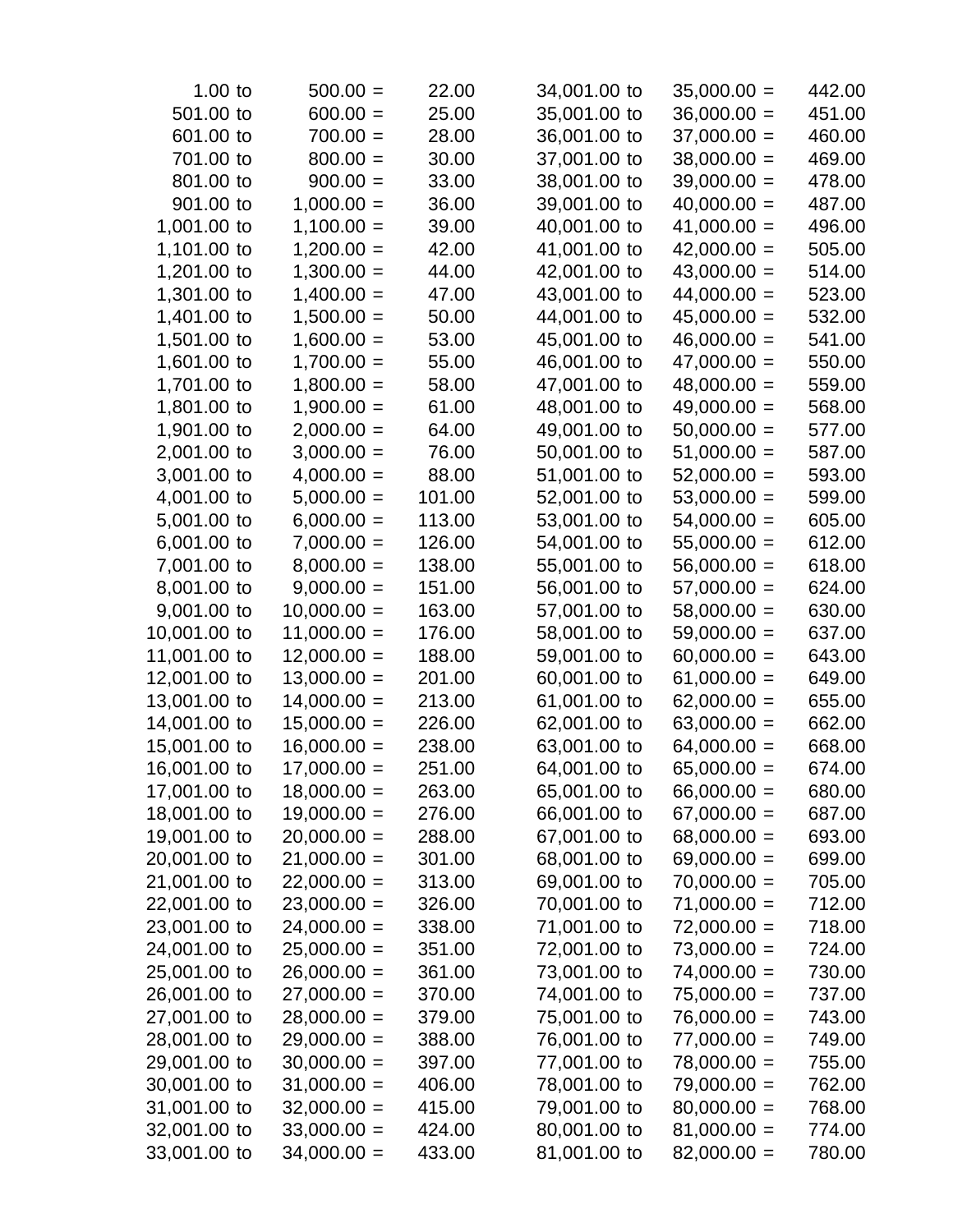| | | | | | | | | |
|---|---|---|---|---|---|---|---|---|
| 1.00 | to | 500.00 = | 22.00 | | 34,001.00 | to | 35,000.00 = | 442.00 |
| 501.00 | to | 600.00 = | 25.00 | | 35,001.00 | to | 36,000.00 = | 451.00 |
| 601.00 | to | 700.00 = | 28.00 | | 36,001.00 | to | 37,000.00 = | 460.00 |
| 701.00 | to | 800.00 = | 30.00 | | 37,001.00 | to | 38,000.00 = | 469.00 |
| 801.00 | to | 900.00 = | 33.00 | | 38,001.00 | to | 39,000.00 = | 478.00 |
| 901.00 | to | 1,000.00 = | 36.00 | | 39,001.00 | to | 40,000.00 = | 487.00 |
| 1,001.00 | to | 1,100.00 = | 39.00 | | 40,001.00 | to | 41,000.00 = | 496.00 |
| 1,101.00 | to | 1,200.00 = | 42.00 | | 41,001.00 | to | 42,000.00 = | 505.00 |
| 1,201.00 | to | 1,300.00 = | 44.00 | | 42,001.00 | to | 43,000.00 = | 514.00 |
| 1,301.00 | to | 1,400.00 = | 47.00 | | 43,001.00 | to | 44,000.00 = | 523.00 |
| 1,401.00 | to | 1,500.00 = | 50.00 | | 44,001.00 | to | 45,000.00 = | 532.00 |
| 1,501.00 | to | 1,600.00 = | 53.00 | | 45,001.00 | to | 46,000.00 = | 541.00 |
| 1,601.00 | to | 1,700.00 = | 55.00 | | 46,001.00 | to | 47,000.00 = | 550.00 |
| 1,701.00 | to | 1,800.00 = | 58.00 | | 47,001.00 | to | 48,000.00 = | 559.00 |
| 1,801.00 | to | 1,900.00 = | 61.00 | | 48,001.00 | to | 49,000.00 = | 568.00 |
| 1,901.00 | to | 2,000.00 = | 64.00 | | 49,001.00 | to | 50,000.00 = | 577.00 |
| 2,001.00 | to | 3,000.00 = | 76.00 | | 50,001.00 | to | 51,000.00 = | 587.00 |
| 3,001.00 | to | 4,000.00 = | 88.00 | | 51,001.00 | to | 52,000.00 = | 593.00 |
| 4,001.00 | to | 5,000.00 = | 101.00 | | 52,001.00 | to | 53,000.00 = | 599.00 |
| 5,001.00 | to | 6,000.00 = | 113.00 | | 53,001.00 | to | 54,000.00 = | 605.00 |
| 6,001.00 | to | 7,000.00 = | 126.00 | | 54,001.00 | to | 55,000.00 = | 612.00 |
| 7,001.00 | to | 8,000.00 = | 138.00 | | 55,001.00 | to | 56,000.00 = | 618.00 |
| 8,001.00 | to | 9,000.00 = | 151.00 | | 56,001.00 | to | 57,000.00 = | 624.00 |
| 9,001.00 | to | 10,000.00 = | 163.00 | | 57,001.00 | to | 58,000.00 = | 630.00 |
| 10,001.00 | to | 11,000.00 = | 176.00 | | 58,001.00 | to | 59,000.00 = | 637.00 |
| 11,001.00 | to | 12,000.00 = | 188.00 | | 59,001.00 | to | 60,000.00 = | 643.00 |
| 12,001.00 | to | 13,000.00 = | 201.00 | | 60,001.00 | to | 61,000.00 = | 649.00 |
| 13,001.00 | to | 14,000.00 = | 213.00 | | 61,001.00 | to | 62,000.00 = | 655.00 |
| 14,001.00 | to | 15,000.00 = | 226.00 | | 62,001.00 | to | 63,000.00 = | 662.00 |
| 15,001.00 | to | 16,000.00 = | 238.00 | | 63,001.00 | to | 64,000.00 = | 668.00 |
| 16,001.00 | to | 17,000.00 = | 251.00 | | 64,001.00 | to | 65,000.00 = | 674.00 |
| 17,001.00 | to | 18,000.00 = | 263.00 | | 65,001.00 | to | 66,000.00 = | 680.00 |
| 18,001.00 | to | 19,000.00 = | 276.00 | | 66,001.00 | to | 67,000.00 = | 687.00 |
| 19,001.00 | to | 20,000.00 = | 288.00 | | 67,001.00 | to | 68,000.00 = | 693.00 |
| 20,001.00 | to | 21,000.00 = | 301.00 | | 68,001.00 | to | 69,000.00 = | 699.00 |
| 21,001.00 | to | 22,000.00 = | 313.00 | | 69,001.00 | to | 70,000.00 = | 705.00 |
| 22,001.00 | to | 23,000.00 = | 326.00 | | 70,001.00 | to | 71,000.00 = | 712.00 |
| 23,001.00 | to | 24,000.00 = | 338.00 | | 71,001.00 | to | 72,000.00 = | 718.00 |
| 24,001.00 | to | 25,000.00 = | 351.00 | | 72,001.00 | to | 73,000.00 = | 724.00 |
| 25,001.00 | to | 26,000.00 = | 361.00 | | 73,001.00 | to | 74,000.00 = | 730.00 |
| 26,001.00 | to | 27,000.00 = | 370.00 | | 74,001.00 | to | 75,000.00 = | 737.00 |
| 27,001.00 | to | 28,000.00 = | 379.00 | | 75,001.00 | to | 76,000.00 = | 743.00 |
| 28,001.00 | to | 29,000.00 = | 388.00 | | 76,001.00 | to | 77,000.00 = | 749.00 |
| 29,001.00 | to | 30,000.00 = | 397.00 | | 77,001.00 | to | 78,000.00 = | 755.00 |
| 30,001.00 | to | 31,000.00 = | 406.00 | | 78,001.00 | to | 79,000.00 = | 762.00 |
| 31,001.00 | to | 32,000.00 = | 415.00 | | 79,001.00 | to | 80,000.00 = | 768.00 |
| 32,001.00 | to | 33,000.00 = | 424.00 | | 80,001.00 | to | 81,000.00 = | 774.00 |
| 33,001.00 | to | 34,000.00 = | 433.00 | | 81,001.00 | to | 82,000.00 = | 780.00 |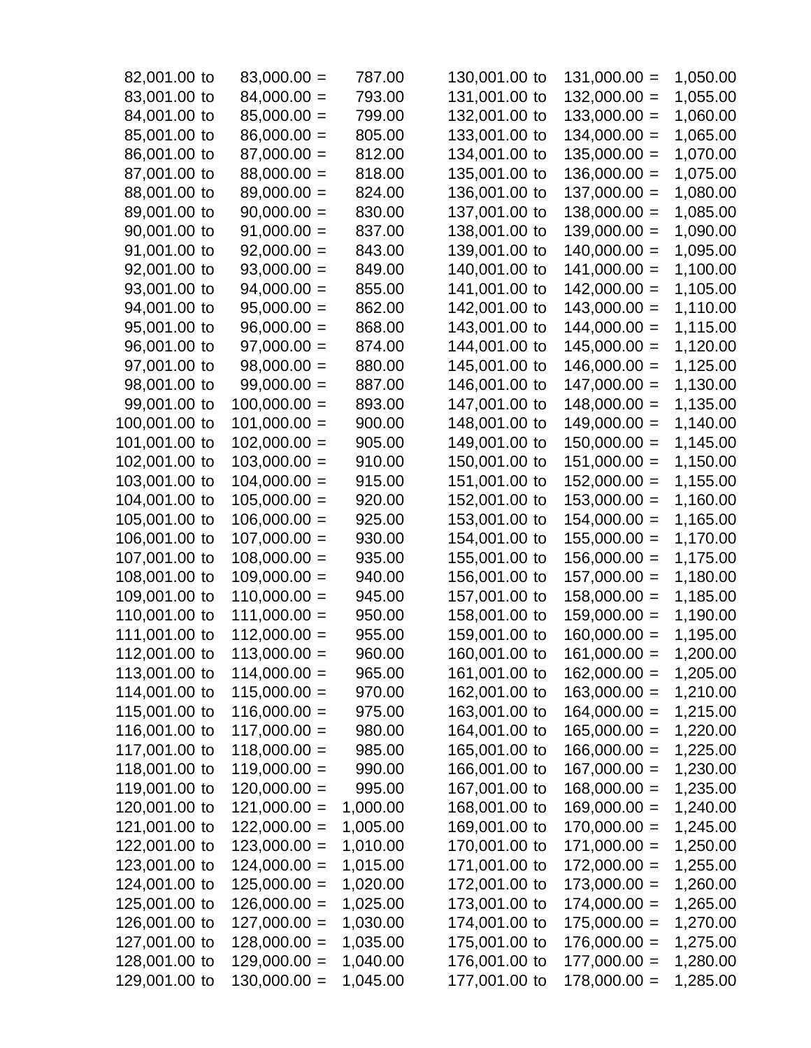| From | To | Amount |
|---|---|---|
| 82,001.00 to | 83,000.00 = | 787.00 |
| 83,001.00 to | 84,000.00 = | 793.00 |
| 84,001.00 to | 85,000.00 = | 799.00 |
| 85,001.00 to | 86,000.00 = | 805.00 |
| 86,001.00 to | 87,000.00 = | 812.00 |
| 87,001.00 to | 88,000.00 = | 818.00 |
| 88,001.00 to | 89,000.00 = | 824.00 |
| 89,001.00 to | 90,000.00 = | 830.00 |
| 90,001.00 to | 91,000.00 = | 837.00 |
| 91,001.00 to | 92,000.00 = | 843.00 |
| 92,001.00 to | 93,000.00 = | 849.00 |
| 93,001.00 to | 94,000.00 = | 855.00 |
| 94,001.00 to | 95,000.00 = | 862.00 |
| 95,001.00 to | 96,000.00 = | 868.00 |
| 96,001.00 to | 97,000.00 = | 874.00 |
| 97,001.00 to | 98,000.00 = | 880.00 |
| 98,001.00 to | 99,000.00 = | 887.00 |
| 99,001.00 to | 100,000.00 = | 893.00 |
| 100,001.00 to | 101,000.00 = | 900.00 |
| 101,001.00 to | 102,000.00 = | 905.00 |
| 102,001.00 to | 103,000.00 = | 910.00 |
| 103,001.00 to | 104,000.00 = | 915.00 |
| 104,001.00 to | 105,000.00 = | 920.00 |
| 105,001.00 to | 106,000.00 = | 925.00 |
| 106,001.00 to | 107,000.00 = | 930.00 |
| 107,001.00 to | 108,000.00 = | 935.00 |
| 108,001.00 to | 109,000.00 = | 940.00 |
| 109,001.00 to | 110,000.00 = | 945.00 |
| 110,001.00 to | 111,000.00 = | 950.00 |
| 111,001.00 to | 112,000.00 = | 955.00 |
| 112,001.00 to | 113,000.00 = | 960.00 |
| 113,001.00 to | 114,000.00 = | 965.00 |
| 114,001.00 to | 115,000.00 = | 970.00 |
| 115,001.00 to | 116,000.00 = | 975.00 |
| 116,001.00 to | 117,000.00 = | 980.00 |
| 117,001.00 to | 118,000.00 = | 985.00 |
| 118,001.00 to | 119,000.00 = | 990.00 |
| 119,001.00 to | 120,000.00 = | 995.00 |
| 120,001.00 to | 121,000.00 = | 1,000.00 |
| 121,001.00 to | 122,000.00 = | 1,005.00 |
| 122,001.00 to | 123,000.00 = | 1,010.00 |
| 123,001.00 to | 124,000.00 = | 1,015.00 |
| 124,001.00 to | 125,000.00 = | 1,020.00 |
| 125,001.00 to | 126,000.00 = | 1,025.00 |
| 126,001.00 to | 127,000.00 = | 1,030.00 |
| 127,001.00 to | 128,000.00 = | 1,035.00 |
| 128,001.00 to | 129,000.00 = | 1,040.00 |
| 129,001.00 to | 130,000.00 = | 1,045.00 |
| 130,001.00 to | 131,000.00 = | 1,050.00 |
| 131,001.00 to | 132,000.00 = | 1,055.00 |
| 132,001.00 to | 133,000.00 = | 1,060.00 |
| 133,001.00 to | 134,000.00 = | 1,065.00 |
| 134,001.00 to | 135,000.00 = | 1,070.00 |
| 135,001.00 to | 136,000.00 = | 1,075.00 |
| 136,001.00 to | 137,000.00 = | 1,080.00 |
| 137,001.00 to | 138,000.00 = | 1,085.00 |
| 138,001.00 to | 139,000.00 = | 1,090.00 |
| 139,001.00 to | 140,000.00 = | 1,095.00 |
| 140,001.00 to | 141,000.00 = | 1,100.00 |
| 141,001.00 to | 142,000.00 = | 1,105.00 |
| 142,001.00 to | 143,000.00 = | 1,110.00 |
| 143,001.00 to | 144,000.00 = | 1,115.00 |
| 144,001.00 to | 145,000.00 = | 1,120.00 |
| 145,001.00 to | 146,000.00 = | 1,125.00 |
| 146,001.00 to | 147,000.00 = | 1,130.00 |
| 147,001.00 to | 148,000.00 = | 1,135.00 |
| 148,001.00 to | 149,000.00 = | 1,140.00 |
| 149,001.00 to | 150,000.00 = | 1,145.00 |
| 150,001.00 to | 151,000.00 = | 1,150.00 |
| 151,001.00 to | 152,000.00 = | 1,155.00 |
| 152,001.00 to | 153,000.00 = | 1,160.00 |
| 153,001.00 to | 154,000.00 = | 1,165.00 |
| 154,001.00 to | 155,000.00 = | 1,170.00 |
| 155,001.00 to | 156,000.00 = | 1,175.00 |
| 156,001.00 to | 157,000.00 = | 1,180.00 |
| 157,001.00 to | 158,000.00 = | 1,185.00 |
| 158,001.00 to | 159,000.00 = | 1,190.00 |
| 159,001.00 to | 160,000.00 = | 1,195.00 |
| 160,001.00 to | 161,000.00 = | 1,200.00 |
| 161,001.00 to | 162,000.00 = | 1,205.00 |
| 162,001.00 to | 163,000.00 = | 1,210.00 |
| 163,001.00 to | 164,000.00 = | 1,215.00 |
| 164,001.00 to | 165,000.00 = | 1,220.00 |
| 165,001.00 to | 166,000.00 = | 1,225.00 |
| 166,001.00 to | 167,000.00 = | 1,230.00 |
| 167,001.00 to | 168,000.00 = | 1,235.00 |
| 168,001.00 to | 169,000.00 = | 1,240.00 |
| 169,001.00 to | 170,000.00 = | 1,245.00 |
| 170,001.00 to | 171,000.00 = | 1,250.00 |
| 171,001.00 to | 172,000.00 = | 1,255.00 |
| 172,001.00 to | 173,000.00 = | 1,260.00 |
| 173,001.00 to | 174,000.00 = | 1,265.00 |
| 174,001.00 to | 175,000.00 = | 1,270.00 |
| 175,001.00 to | 176,000.00 = | 1,275.00 |
| 176,001.00 to | 177,000.00 = | 1,280.00 |
| 177,001.00 to | 178,000.00 = | 1,285.00 |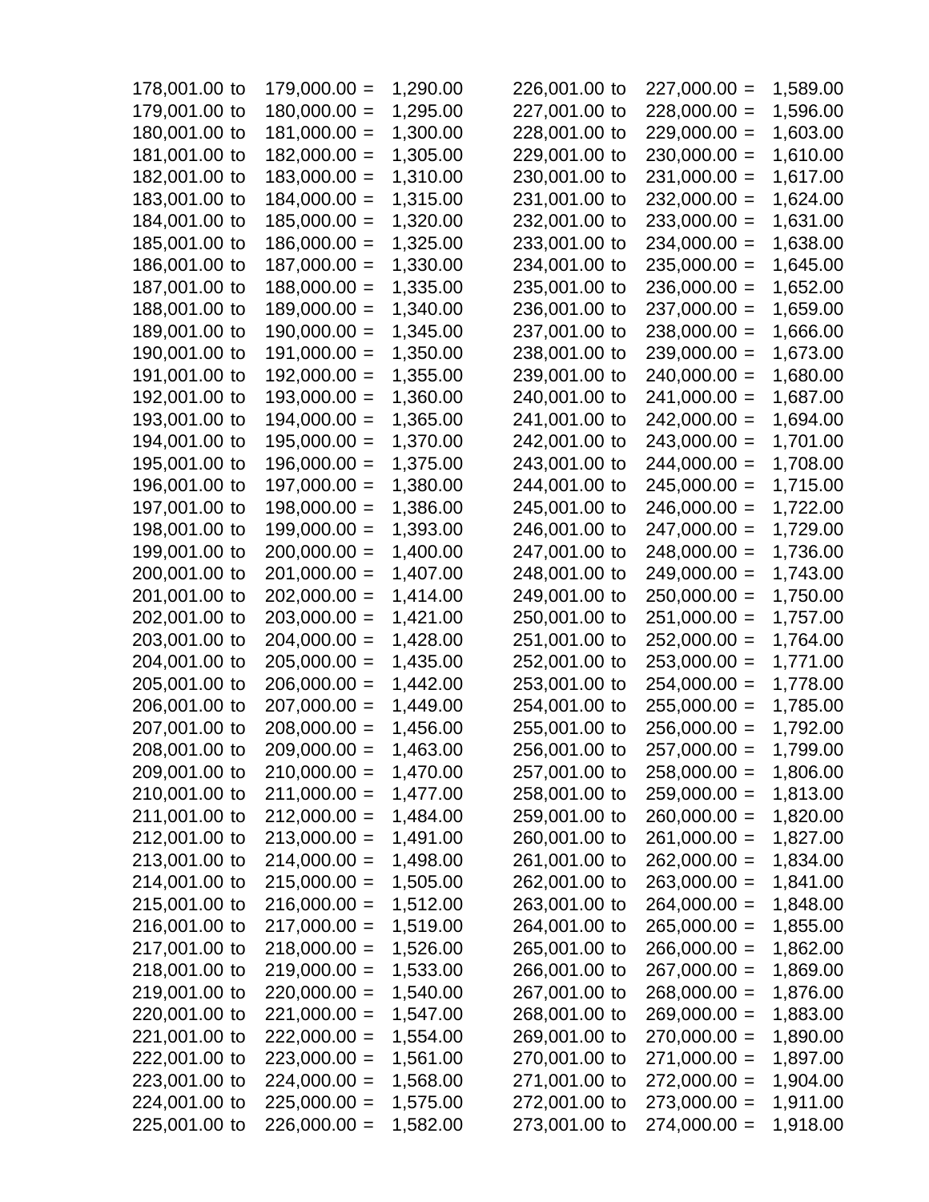| | | | | | |
|---|---|---|---|---|---|
| 178,001.00 to | 179,000.00 = | 1,290.00 | 226,001.00 to | 227,000.00 = | 1,589.00 |
| 179,001.00 to | 180,000.00 = | 1,295.00 | 227,001.00 to | 228,000.00 = | 1,596.00 |
| 180,001.00 to | 181,000.00 = | 1,300.00 | 228,001.00 to | 229,000.00 = | 1,603.00 |
| 181,001.00 to | 182,000.00 = | 1,305.00 | 229,001.00 to | 230,000.00 = | 1,610.00 |
| 182,001.00 to | 183,000.00 = | 1,310.00 | 230,001.00 to | 231,000.00 = | 1,617.00 |
| 183,001.00 to | 184,000.00 = | 1,315.00 | 231,001.00 to | 232,000.00 = | 1,624.00 |
| 184,001.00 to | 185,000.00 = | 1,320.00 | 232,001.00 to | 233,000.00 = | 1,631.00 |
| 185,001.00 to | 186,000.00 = | 1,325.00 | 233,001.00 to | 234,000.00 = | 1,638.00 |
| 186,001.00 to | 187,000.00 = | 1,330.00 | 234,001.00 to | 235,000.00 = | 1,645.00 |
| 187,001.00 to | 188,000.00 = | 1,335.00 | 235,001.00 to | 236,000.00 = | 1,652.00 |
| 188,001.00 to | 189,000.00 = | 1,340.00 | 236,001.00 to | 237,000.00 = | 1,659.00 |
| 189,001.00 to | 190,000.00 = | 1,345.00 | 237,001.00 to | 238,000.00 = | 1,666.00 |
| 190,001.00 to | 191,000.00 = | 1,350.00 | 238,001.00 to | 239,000.00 = | 1,673.00 |
| 191,001.00 to | 192,000.00 = | 1,355.00 | 239,001.00 to | 240,000.00 = | 1,680.00 |
| 192,001.00 to | 193,000.00 = | 1,360.00 | 240,001.00 to | 241,000.00 = | 1,687.00 |
| 193,001.00 to | 194,000.00 = | 1,365.00 | 241,001.00 to | 242,000.00 = | 1,694.00 |
| 194,001.00 to | 195,000.00 = | 1,370.00 | 242,001.00 to | 243,000.00 = | 1,701.00 |
| 195,001.00 to | 196,000.00 = | 1,375.00 | 243,001.00 to | 244,000.00 = | 1,708.00 |
| 196,001.00 to | 197,000.00 = | 1,380.00 | 244,001.00 to | 245,000.00 = | 1,715.00 |
| 197,001.00 to | 198,000.00 = | 1,386.00 | 245,001.00 to | 246,000.00 = | 1,722.00 |
| 198,001.00 to | 199,000.00 = | 1,393.00 | 246,001.00 to | 247,000.00 = | 1,729.00 |
| 199,001.00 to | 200,000.00 = | 1,400.00 | 247,001.00 to | 248,000.00 = | 1,736.00 |
| 200,001.00 to | 201,000.00 = | 1,407.00 | 248,001.00 to | 249,000.00 = | 1,743.00 |
| 201,001.00 to | 202,000.00 = | 1,414.00 | 249,001.00 to | 250,000.00 = | 1,750.00 |
| 202,001.00 to | 203,000.00 = | 1,421.00 | 250,001.00 to | 251,000.00 = | 1,757.00 |
| 203,001.00 to | 204,000.00 = | 1,428.00 | 251,001.00 to | 252,000.00 = | 1,764.00 |
| 204,001.00 to | 205,000.00 = | 1,435.00 | 252,001.00 to | 253,000.00 = | 1,771.00 |
| 205,001.00 to | 206,000.00 = | 1,442.00 | 253,001.00 to | 254,000.00 = | 1,778.00 |
| 206,001.00 to | 207,000.00 = | 1,449.00 | 254,001.00 to | 255,000.00 = | 1,785.00 |
| 207,001.00 to | 208,000.00 = | 1,456.00 | 255,001.00 to | 256,000.00 = | 1,792.00 |
| 208,001.00 to | 209,000.00 = | 1,463.00 | 256,001.00 to | 257,000.00 = | 1,799.00 |
| 209,001.00 to | 210,000.00 = | 1,470.00 | 257,001.00 to | 258,000.00 = | 1,806.00 |
| 210,001.00 to | 211,000.00 = | 1,477.00 | 258,001.00 to | 259,000.00 = | 1,813.00 |
| 211,001.00 to | 212,000.00 = | 1,484.00 | 259,001.00 to | 260,000.00 = | 1,820.00 |
| 212,001.00 to | 213,000.00 = | 1,491.00 | 260,001.00 to | 261,000.00 = | 1,827.00 |
| 213,001.00 to | 214,000.00 = | 1,498.00 | 261,001.00 to | 262,000.00 = | 1,834.00 |
| 214,001.00 to | 215,000.00 = | 1,505.00 | 262,001.00 to | 263,000.00 = | 1,841.00 |
| 215,001.00 to | 216,000.00 = | 1,512.00 | 263,001.00 to | 264,000.00 = | 1,848.00 |
| 216,001.00 to | 217,000.00 = | 1,519.00 | 264,001.00 to | 265,000.00 = | 1,855.00 |
| 217,001.00 to | 218,000.00 = | 1,526.00 | 265,001.00 to | 266,000.00 = | 1,862.00 |
| 218,001.00 to | 219,000.00 = | 1,533.00 | 266,001.00 to | 267,000.00 = | 1,869.00 |
| 219,001.00 to | 220,000.00 = | 1,540.00 | 267,001.00 to | 268,000.00 = | 1,876.00 |
| 220,001.00 to | 221,000.00 = | 1,547.00 | 268,001.00 to | 269,000.00 = | 1,883.00 |
| 221,001.00 to | 222,000.00 = | 1,554.00 | 269,001.00 to | 270,000.00 = | 1,890.00 |
| 222,001.00 to | 223,000.00 = | 1,561.00 | 270,001.00 to | 271,000.00 = | 1,897.00 |
| 223,001.00 to | 224,000.00 = | 1,568.00 | 271,001.00 to | 272,000.00 = | 1,904.00 |
| 224,001.00 to | 225,000.00 = | 1,575.00 | 272,001.00 to | 273,000.00 = | 1,911.00 |
| 225,001.00 to | 226,000.00 = | 1,582.00 | 273,001.00 to | 274,000.00 = | 1,918.00 |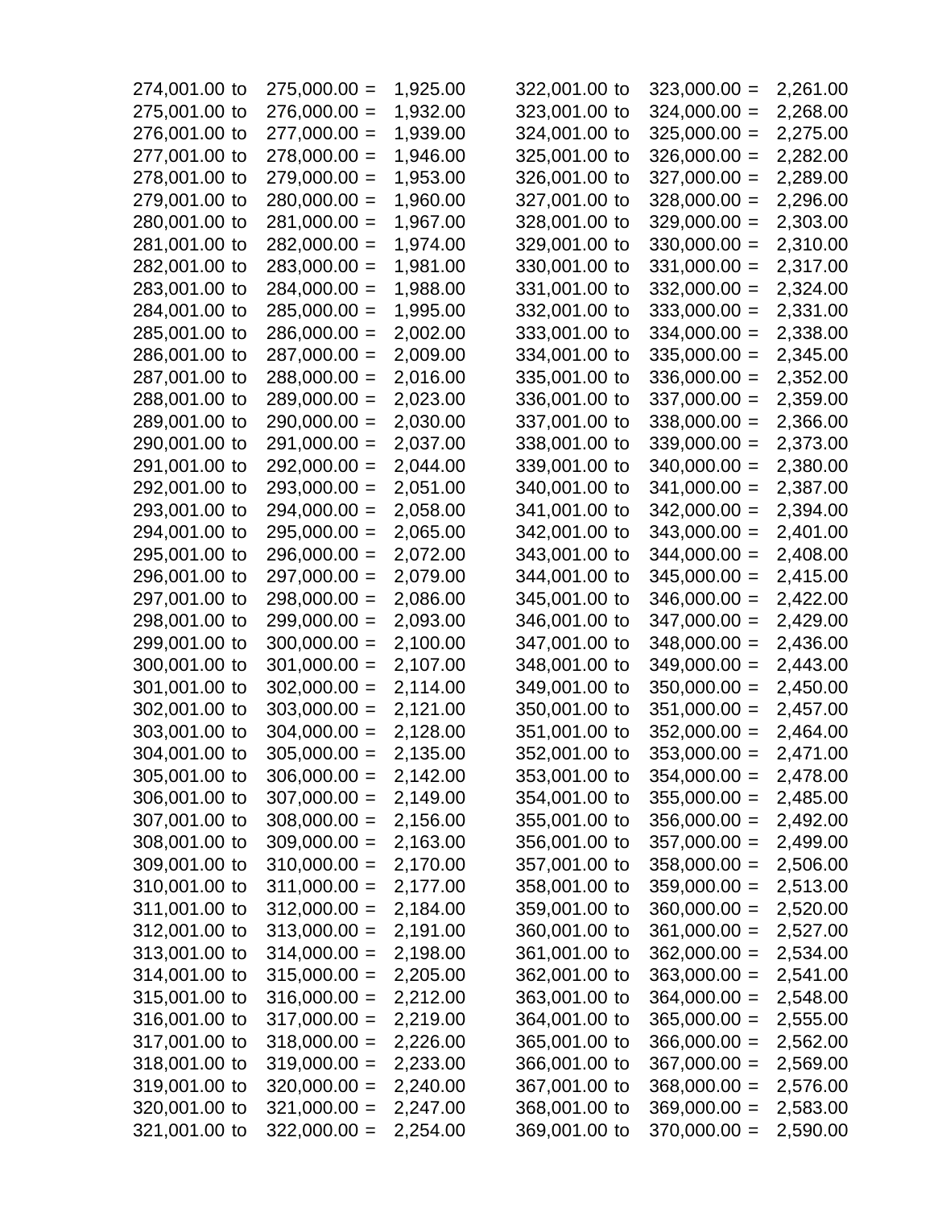274,001.00 to 275,000.00 = 1,925.00
275,001.00 to 276,000.00 = 1,932.00
276,001.00 to 277,000.00 = 1,939.00
277,001.00 to 278,000.00 = 1,946.00
278,001.00 to 279,000.00 = 1,953.00
279,001.00 to 280,000.00 = 1,960.00
280,001.00 to 281,000.00 = 1,967.00
281,001.00 to 282,000.00 = 1,974.00
282,001.00 to 283,000.00 = 1,981.00
283,001.00 to 284,000.00 = 1,988.00
284,001.00 to 285,000.00 = 1,995.00
285,001.00 to 286,000.00 = 2,002.00
286,001.00 to 287,000.00 = 2,009.00
287,001.00 to 288,000.00 = 2,016.00
288,001.00 to 289,000.00 = 2,023.00
289,001.00 to 290,000.00 = 2,030.00
290,001.00 to 291,000.00 = 2,037.00
291,001.00 to 292,000.00 = 2,044.00
292,001.00 to 293,000.00 = 2,051.00
293,001.00 to 294,000.00 = 2,058.00
294,001.00 to 295,000.00 = 2,065.00
295,001.00 to 296,000.00 = 2,072.00
296,001.00 to 297,000.00 = 2,079.00
297,001.00 to 298,000.00 = 2,086.00
298,001.00 to 299,000.00 = 2,093.00
299,001.00 to 300,000.00 = 2,100.00
300,001.00 to 301,000.00 = 2,107.00
301,001.00 to 302,000.00 = 2,114.00
302,001.00 to 303,000.00 = 2,121.00
303,001.00 to 304,000.00 = 2,128.00
304,001.00 to 305,000.00 = 2,135.00
305,001.00 to 306,000.00 = 2,142.00
306,001.00 to 307,000.00 = 2,149.00
307,001.00 to 308,000.00 = 2,156.00
308,001.00 to 309,000.00 = 2,163.00
309,001.00 to 310,000.00 = 2,170.00
310,001.00 to 311,000.00 = 2,177.00
311,001.00 to 312,000.00 = 2,184.00
312,001.00 to 313,000.00 = 2,191.00
313,001.00 to 314,000.00 = 2,198.00
314,001.00 to 315,000.00 = 2,205.00
315,001.00 to 316,000.00 = 2,212.00
316,001.00 to 317,000.00 = 2,219.00
317,001.00 to 318,000.00 = 2,226.00
318,001.00 to 319,000.00 = 2,233.00
319,001.00 to 320,000.00 = 2,240.00
320,001.00 to 321,000.00 = 2,247.00
321,001.00 to 322,000.00 = 2,254.00
322,001.00 to 323,000.00 = 2,261.00
323,001.00 to 324,000.00 = 2,268.00
324,001.00 to 325,000.00 = 2,275.00
325,001.00 to 326,000.00 = 2,282.00
326,001.00 to 327,000.00 = 2,289.00
327,001.00 to 328,000.00 = 2,296.00
328,001.00 to 329,000.00 = 2,303.00
329,001.00 to 330,000.00 = 2,310.00
330,001.00 to 331,000.00 = 2,317.00
331,001.00 to 332,000.00 = 2,324.00
332,001.00 to 333,000.00 = 2,331.00
333,001.00 to 334,000.00 = 2,338.00
334,001.00 to 335,000.00 = 2,345.00
335,001.00 to 336,000.00 = 2,352.00
336,001.00 to 337,000.00 = 2,359.00
337,001.00 to 338,000.00 = 2,366.00
338,001.00 to 339,000.00 = 2,373.00
339,001.00 to 340,000.00 = 2,380.00
340,001.00 to 341,000.00 = 2,387.00
341,001.00 to 342,000.00 = 2,394.00
342,001.00 to 343,000.00 = 2,401.00
343,001.00 to 344,000.00 = 2,408.00
344,001.00 to 345,000.00 = 2,415.00
345,001.00 to 346,000.00 = 2,422.00
346,001.00 to 347,000.00 = 2,429.00
347,001.00 to 348,000.00 = 2,436.00
348,001.00 to 349,000.00 = 2,443.00
349,001.00 to 350,000.00 = 2,450.00
350,001.00 to 351,000.00 = 2,457.00
351,001.00 to 352,000.00 = 2,464.00
352,001.00 to 353,000.00 = 2,471.00
353,001.00 to 354,000.00 = 2,478.00
354,001.00 to 355,000.00 = 2,485.00
355,001.00 to 356,000.00 = 2,492.00
356,001.00 to 357,000.00 = 2,499.00
357,001.00 to 358,000.00 = 2,506.00
358,001.00 to 359,000.00 = 2,513.00
359,001.00 to 360,000.00 = 2,520.00
360,001.00 to 361,000.00 = 2,527.00
361,001.00 to 362,000.00 = 2,534.00
362,001.00 to 363,000.00 = 2,541.00
363,001.00 to 364,000.00 = 2,548.00
364,001.00 to 365,000.00 = 2,555.00
365,001.00 to 366,000.00 = 2,562.00
366,001.00 to 367,000.00 = 2,569.00
367,001.00 to 368,000.00 = 2,576.00
368,001.00 to 369,000.00 = 2,583.00
369,001.00 to 370,000.00 = 2,590.00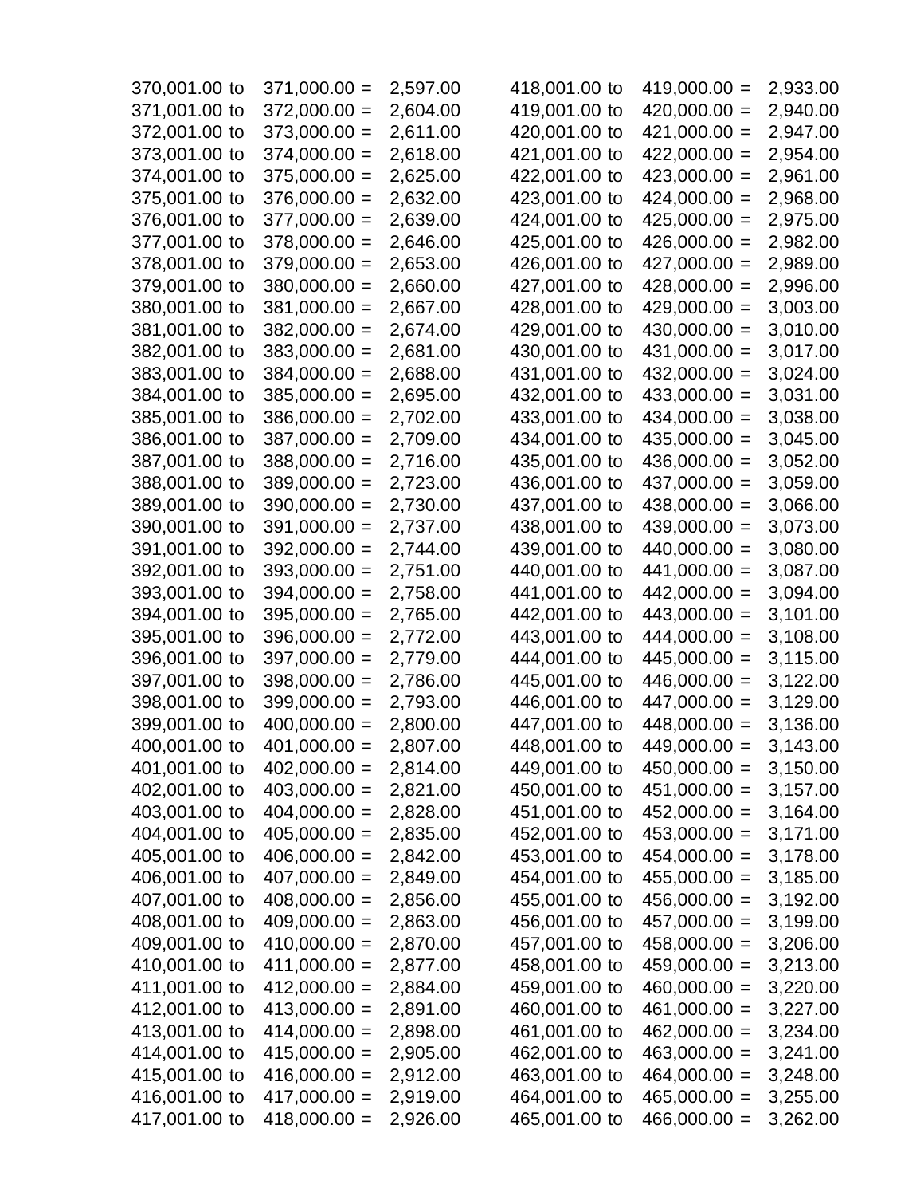370,001.00 to 371,000.00 = 2,597.00
371,001.00 to 372,000.00 = 2,604.00
372,001.00 to 373,000.00 = 2,611.00
373,001.00 to 374,000.00 = 2,618.00
374,001.00 to 375,000.00 = 2,625.00
375,001.00 to 376,000.00 = 2,632.00
376,001.00 to 377,000.00 = 2,639.00
377,001.00 to 378,000.00 = 2,646.00
378,001.00 to 379,000.00 = 2,653.00
379,001.00 to 380,000.00 = 2,660.00
380,001.00 to 381,000.00 = 2,667.00
381,001.00 to 382,000.00 = 2,674.00
382,001.00 to 383,000.00 = 2,681.00
383,001.00 to 384,000.00 = 2,688.00
384,001.00 to 385,000.00 = 2,695.00
385,001.00 to 386,000.00 = 2,702.00
386,001.00 to 387,000.00 = 2,709.00
387,001.00 to 388,000.00 = 2,716.00
388,001.00 to 389,000.00 = 2,723.00
389,001.00 to 390,000.00 = 2,730.00
390,001.00 to 391,000.00 = 2,737.00
391,001.00 to 392,000.00 = 2,744.00
392,001.00 to 393,000.00 = 2,751.00
393,001.00 to 394,000.00 = 2,758.00
394,001.00 to 395,000.00 = 2,765.00
395,001.00 to 396,000.00 = 2,772.00
396,001.00 to 397,000.00 = 2,779.00
397,001.00 to 398,000.00 = 2,786.00
398,001.00 to 399,000.00 = 2,793.00
399,001.00 to 400,000.00 = 2,800.00
400,001.00 to 401,000.00 = 2,807.00
401,001.00 to 402,000.00 = 2,814.00
402,001.00 to 403,000.00 = 2,821.00
403,001.00 to 404,000.00 = 2,828.00
404,001.00 to 405,000.00 = 2,835.00
405,001.00 to 406,000.00 = 2,842.00
406,001.00 to 407,000.00 = 2,849.00
407,001.00 to 408,000.00 = 2,856.00
408,001.00 to 409,000.00 = 2,863.00
409,001.00 to 410,000.00 = 2,870.00
410,001.00 to 411,000.00 = 2,877.00
411,001.00 to 412,000.00 = 2,884.00
412,001.00 to 413,000.00 = 2,891.00
413,001.00 to 414,000.00 = 2,898.00
414,001.00 to 415,000.00 = 2,905.00
415,001.00 to 416,000.00 = 2,912.00
416,001.00 to 417,000.00 = 2,919.00
417,001.00 to 418,000.00 = 2,926.00
418,001.00 to 419,000.00 = 2,933.00
419,001.00 to 420,000.00 = 2,940.00
420,001.00 to 421,000.00 = 2,947.00
421,001.00 to 422,000.00 = 2,954.00
422,001.00 to 423,000.00 = 2,961.00
423,001.00 to 424,000.00 = 2,968.00
424,001.00 to 425,000.00 = 2,975.00
425,001.00 to 426,000.00 = 2,982.00
426,001.00 to 427,000.00 = 2,989.00
427,001.00 to 428,000.00 = 2,996.00
428,001.00 to 429,000.00 = 3,003.00
429,001.00 to 430,000.00 = 3,010.00
430,001.00 to 431,000.00 = 3,017.00
431,001.00 to 432,000.00 = 3,024.00
432,001.00 to 433,000.00 = 3,031.00
433,001.00 to 434,000.00 = 3,038.00
434,001.00 to 435,000.00 = 3,045.00
435,001.00 to 436,000.00 = 3,052.00
436,001.00 to 437,000.00 = 3,059.00
437,001.00 to 438,000.00 = 3,066.00
438,001.00 to 439,000.00 = 3,073.00
439,001.00 to 440,000.00 = 3,080.00
440,001.00 to 441,000.00 = 3,087.00
441,001.00 to 442,000.00 = 3,094.00
442,001.00 to 443,000.00 = 3,101.00
443,001.00 to 444,000.00 = 3,108.00
444,001.00 to 445,000.00 = 3,115.00
445,001.00 to 446,000.00 = 3,122.00
446,001.00 to 447,000.00 = 3,129.00
447,001.00 to 448,000.00 = 3,136.00
448,001.00 to 449,000.00 = 3,143.00
449,001.00 to 450,000.00 = 3,150.00
450,001.00 to 451,000.00 = 3,157.00
451,001.00 to 452,000.00 = 3,164.00
452,001.00 to 453,000.00 = 3,171.00
453,001.00 to 454,000.00 = 3,178.00
454,001.00 to 455,000.00 = 3,185.00
455,001.00 to 456,000.00 = 3,192.00
456,001.00 to 457,000.00 = 3,199.00
457,001.00 to 458,000.00 = 3,206.00
458,001.00 to 459,000.00 = 3,213.00
459,001.00 to 460,000.00 = 3,220.00
460,001.00 to 461,000.00 = 3,227.00
461,001.00 to 462,000.00 = 3,234.00
462,001.00 to 463,000.00 = 3,241.00
463,001.00 to 464,000.00 = 3,248.00
464,001.00 to 465,000.00 = 3,255.00
465,001.00 to 466,000.00 = 3,262.00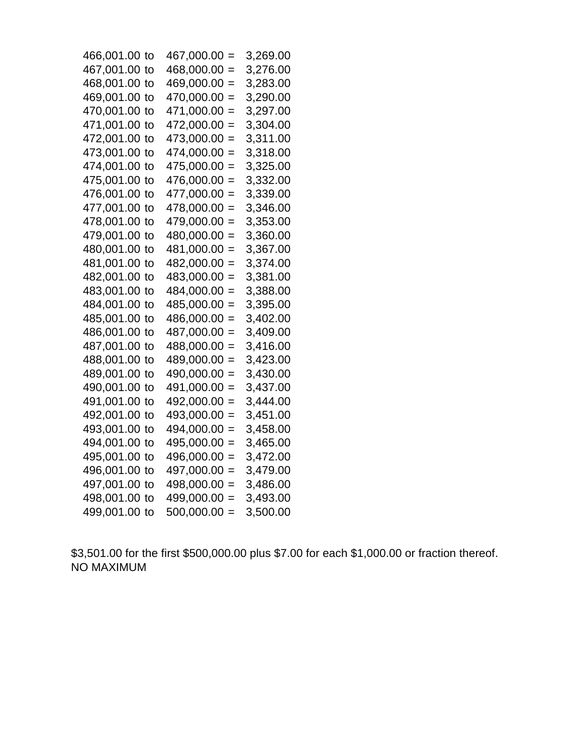| | | | | |
|---|---|---|---|---|
| 466,001.00 | to | 467,000.00 | = | 3,269.00 |
| 467,001.00 | to | 468,000.00 | = | 3,276.00 |
| 468,001.00 | to | 469,000.00 | = | 3,283.00 |
| 469,001.00 | to | 470,000.00 | = | 3,290.00 |
| 470,001.00 | to | 471,000.00 | = | 3,297.00 |
| 471,001.00 | to | 472,000.00 | = | 3,304.00 |
| 472,001.00 | to | 473,000.00 | = | 3,311.00 |
| 473,001.00 | to | 474,000.00 | = | 3,318.00 |
| 474,001.00 | to | 475,000.00 | = | 3,325.00 |
| 475,001.00 | to | 476,000.00 | = | 3,332.00 |
| 476,001.00 | to | 477,000.00 | = | 3,339.00 |
| 477,001.00 | to | 478,000.00 | = | 3,346.00 |
| 478,001.00 | to | 479,000.00 | = | 3,353.00 |
| 479,001.00 | to | 480,000.00 | = | 3,360.00 |
| 480,001.00 | to | 481,000.00 | = | 3,367.00 |
| 481,001.00 | to | 482,000.00 | = | 3,374.00 |
| 482,001.00 | to | 483,000.00 | = | 3,381.00 |
| 483,001.00 | to | 484,000.00 | = | 3,388.00 |
| 484,001.00 | to | 485,000.00 | = | 3,395.00 |
| 485,001.00 | to | 486,000.00 | = | 3,402.00 |
| 486,001.00 | to | 487,000.00 | = | 3,409.00 |
| 487,001.00 | to | 488,000.00 | = | 3,416.00 |
| 488,001.00 | to | 489,000.00 | = | 3,423.00 |
| 489,001.00 | to | 490,000.00 | = | 3,430.00 |
| 490,001.00 | to | 491,000.00 | = | 3,437.00 |
| 491,001.00 | to | 492,000.00 | = | 3,444.00 |
| 492,001.00 | to | 493,000.00 | = | 3,451.00 |
| 493,001.00 | to | 494,000.00 | = | 3,458.00 |
| 494,001.00 | to | 495,000.00 | = | 3,465.00 |
| 495,001.00 | to | 496,000.00 | = | 3,472.00 |
| 496,001.00 | to | 497,000.00 | = | 3,479.00 |
| 497,001.00 | to | 498,000.00 | = | 3,486.00 |
| 498,001.00 | to | 499,000.00 | = | 3,493.00 |
| 499,001.00 | to | 500,000.00 | = | 3,500.00 |

$3,501.00 for the first $500,000.00 plus $7.00 for each $1,000.00 or fraction thereof.
NO MAXIMUM